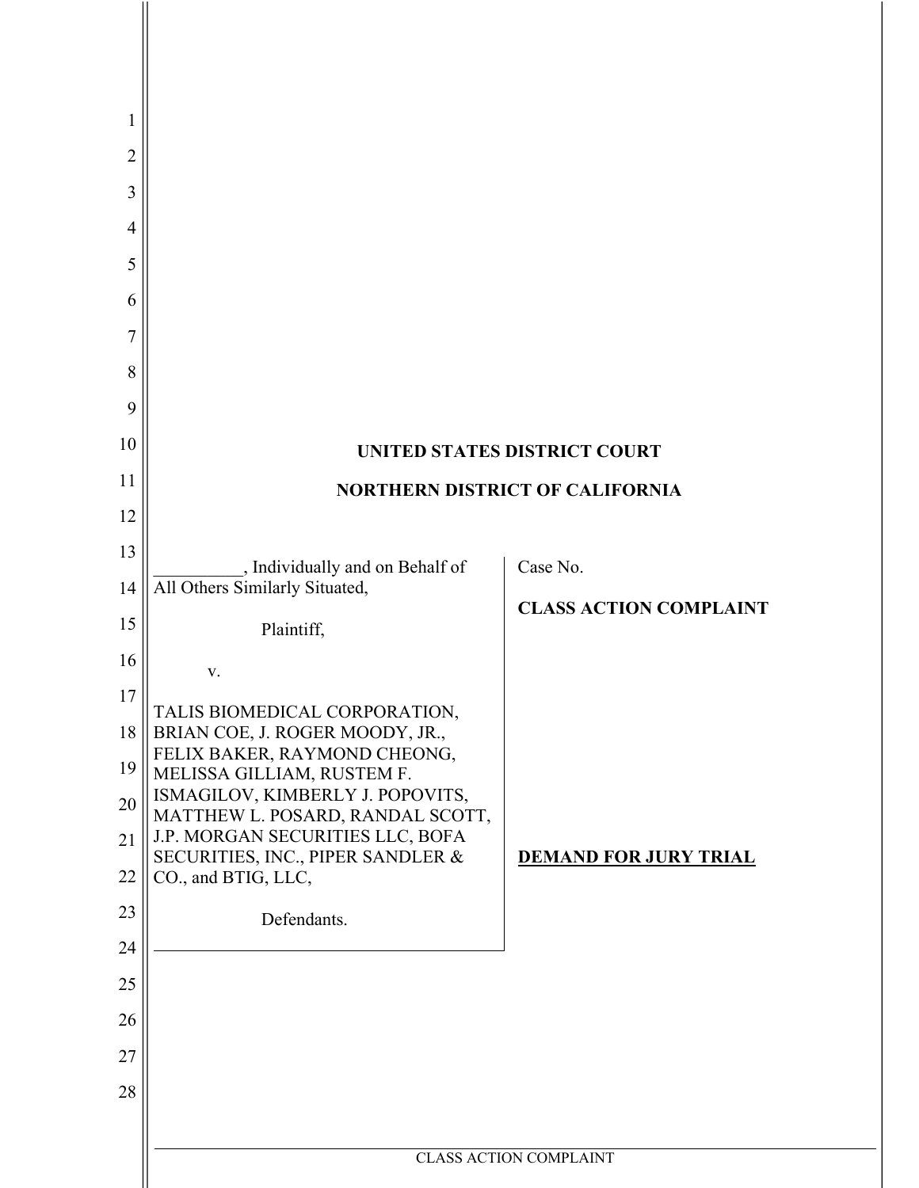**UNITED STATES DISTRICT COURT**

**NORTHERN DISTRICT OF CALIFORNIA**

| | |
|---|---|
| __________, Individually and on Behalf of All Others Similarly Situated,<br><br>Plaintiff,<br><br>v.<br><br>TALIS BIOMEDICAL CORPORATION, BRIAN COE, J. ROGER MOODY, JR., FELIX BAKER, RAYMOND CHEONG, MELISSA GILLIAM, RUSTEM F. ISMAGILOV, KIMBERLY J. POPOVITS, MATTHEW L. POSARD, RANDAL SCOTT, J.P. MORGAN SECURITIES LLC, BOFA SECURITIES, INC., PIPER SANDLER & CO., and BTIG, LLC,<br><br>Defendants. | Case No.<br><br>**CLASS ACTION COMPLAINT**<br><br>**DEMAND FOR JURY TRIAL** |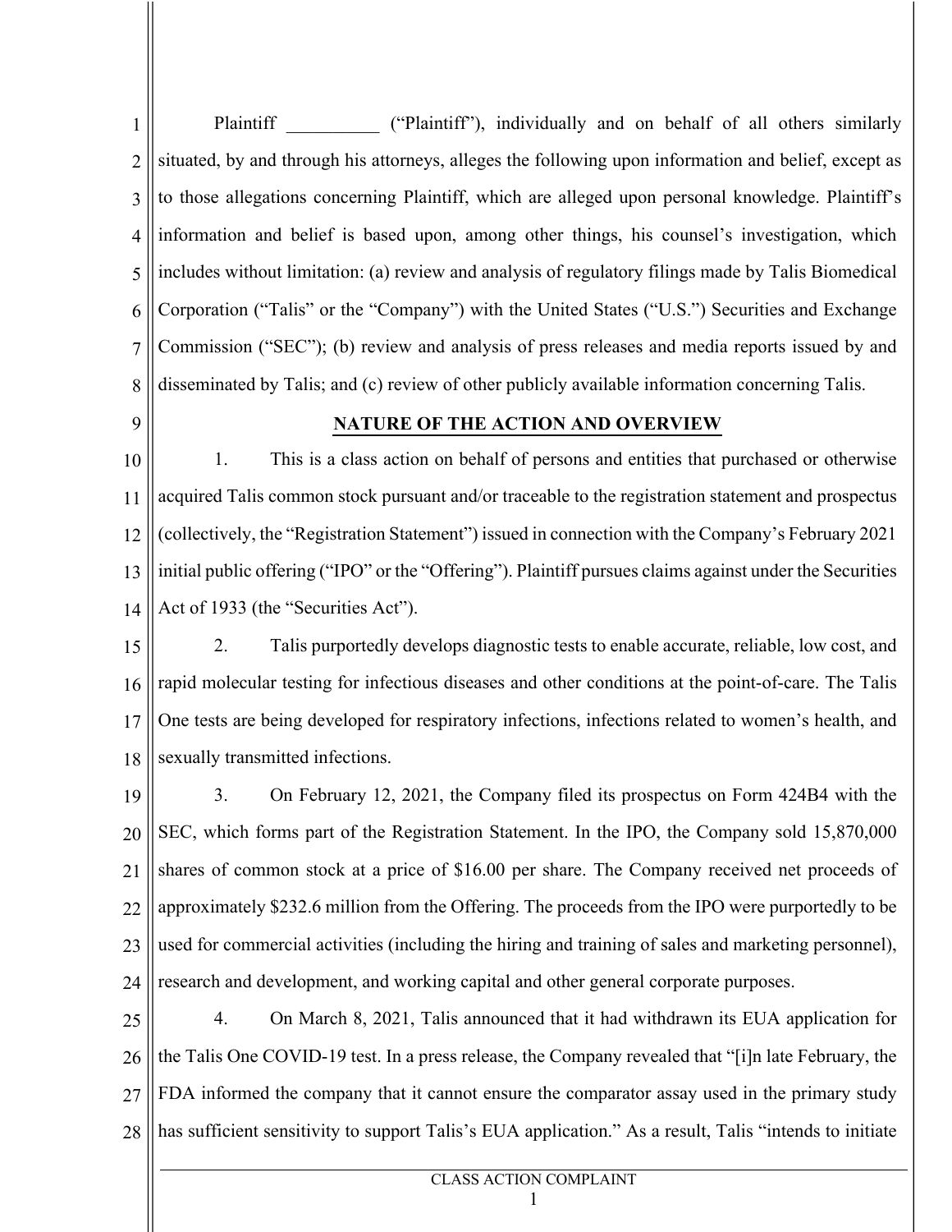Plaintiff __________ ("Plaintiff"), individually and on behalf of all others similarly situated, by and through his attorneys, alleges the following upon information and belief, except as to those allegations concerning Plaintiff, which are alleged upon personal knowledge. Plaintiff's information and belief is based upon, among other things, his counsel's investigation, which includes without limitation: (a) review and analysis of regulatory filings made by Talis Biomedical Corporation ("Talis" or the "Company") with the United States ("U.S.") Securities and Exchange Commission ("SEC"); (b) review and analysis of press releases and media reports issued by and disseminated by Talis; and (c) review of other publicly available information concerning Talis.

## NATURE OF THE ACTION AND OVERVIEW

1. This is a class action on behalf of persons and entities that purchased or otherwise acquired Talis common stock pursuant and/or traceable to the registration statement and prospectus (collectively, the "Registration Statement") issued in connection with the Company's February 2021 initial public offering ("IPO" or the "Offering"). Plaintiff pursues claims against under the Securities Act of 1933 (the "Securities Act").

2. Talis purportedly develops diagnostic tests to enable accurate, reliable, low cost, and rapid molecular testing for infectious diseases and other conditions at the point-of-care. The Talis One tests are being developed for respiratory infections, infections related to women's health, and sexually transmitted infections.

3. On February 12, 2021, the Company filed its prospectus on Form 424B4 with the SEC, which forms part of the Registration Statement. In the IPO, the Company sold 15,870,000 shares of common stock at a price of $16.00 per share. The Company received net proceeds of approximately $232.6 million from the Offering. The proceeds from the IPO were purportedly to be used for commercial activities (including the hiring and training of sales and marketing personnel), research and development, and working capital and other general corporate purposes.

4. On March 8, 2021, Talis announced that it had withdrawn its EUA application for the Talis One COVID-19 test. In a press release, the Company revealed that "[i]n late February, the FDA informed the company that it cannot ensure the comparator assay used in the primary study has sufficient sensitivity to support Talis's EUA application." As a result, Talis "intends to initiate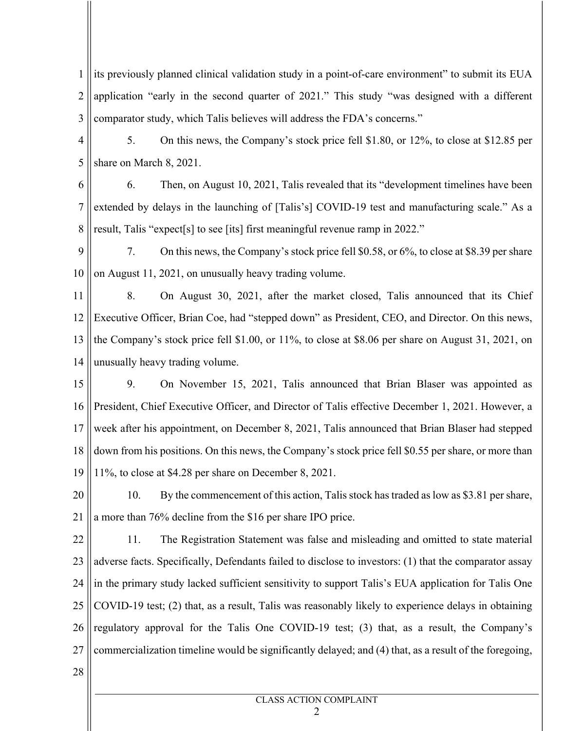its previously planned clinical validation study in a point-of-care environment" to submit its EUA application "early in the second quarter of 2021." This study "was designed with a different comparator study, which Talis believes will address the FDA's concerns."

5. On this news, the Company's stock price fell $1.80, or 12%, to close at $12.85 per share on March 8, 2021.

6. Then, on August 10, 2021, Talis revealed that its "development timelines have been extended by delays in the launching of [Talis's] COVID-19 test and manufacturing scale." As a result, Talis "expect[s] to see [its] first meaningful revenue ramp in 2022."

7. On this news, the Company's stock price fell $0.58, or 6%, to close at $8.39 per share on August 11, 2021, on unusually heavy trading volume.

8. On August 30, 2021, after the market closed, Talis announced that its Chief Executive Officer, Brian Coe, had "stepped down" as President, CEO, and Director. On this news, the Company's stock price fell $1.00, or 11%, to close at $8.06 per share on August 31, 2021, on unusually heavy trading volume.

9. On November 15, 2021, Talis announced that Brian Blaser was appointed as President, Chief Executive Officer, and Director of Talis effective December 1, 2021. However, a week after his appointment, on December 8, 2021, Talis announced that Brian Blaser had stepped down from his positions. On this news, the Company's stock price fell $0.55 per share, or more than 11%, to close at $4.28 per share on December 8, 2021.

10. By the commencement of this action, Talis stock has traded as low as $3.81 per share, a more than 76% decline from the $16 per share IPO price.

11. The Registration Statement was false and misleading and omitted to state material adverse facts. Specifically, Defendants failed to disclose to investors: (1) that the comparator assay in the primary study lacked sufficient sensitivity to support Talis's EUA application for Talis One COVID-19 test; (2) that, as a result, Talis was reasonably likely to experience delays in obtaining regulatory approval for the Talis One COVID-19 test; (3) that, as a result, the Company's commercialization timeline would be significantly delayed; and (4) that, as a result of the foregoing,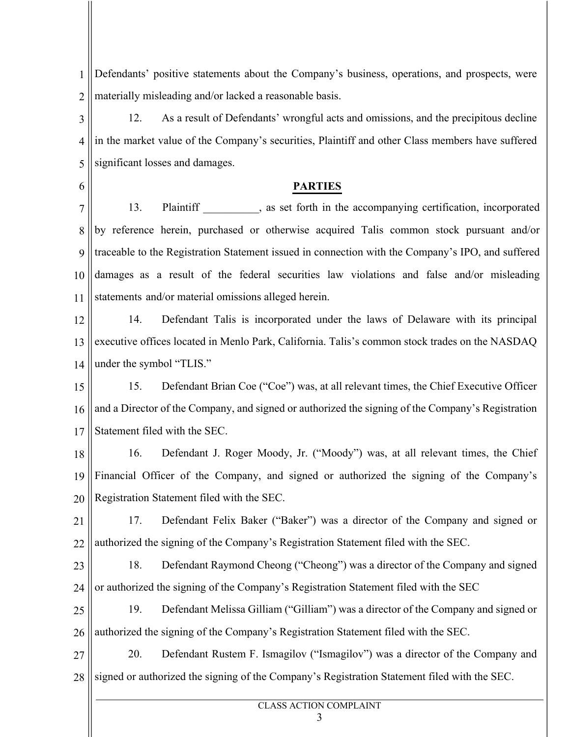Defendants' positive statements about the Company's business, operations, and prospects, were materially misleading and/or lacked a reasonable basis.

12. As a result of Defendants' wrongful acts and omissions, and the precipitous decline in the market value of the Company's securities, Plaintiff and other Class members have suffered significant losses and damages.

## PARTIES

13. Plaintiff __________, as set forth in the accompanying certification, incorporated by reference herein, purchased or otherwise acquired Talis common stock pursuant and/or traceable to the Registration Statement issued in connection with the Company's IPO, and suffered damages as a result of the federal securities law violations and false and/or misleading statements and/or material omissions alleged herein.

14. Defendant Talis is incorporated under the laws of Delaware with its principal executive offices located in Menlo Park, California. Talis's common stock trades on the NASDAQ under the symbol "TLIS."

15. Defendant Brian Coe ("Coe") was, at all relevant times, the Chief Executive Officer and a Director of the Company, and signed or authorized the signing of the Company's Registration Statement filed with the SEC.

16. Defendant J. Roger Moody, Jr. ("Moody") was, at all relevant times, the Chief Financial Officer of the Company, and signed or authorized the signing of the Company's Registration Statement filed with the SEC.

17. Defendant Felix Baker ("Baker") was a director of the Company and signed or authorized the signing of the Company's Registration Statement filed with the SEC.

18. Defendant Raymond Cheong ("Cheong") was a director of the Company and signed or authorized the signing of the Company's Registration Statement filed with the SEC

19. Defendant Melissa Gilliam ("Gilliam") was a director of the Company and signed or authorized the signing of the Company's Registration Statement filed with the SEC.

20. Defendant Rustem F. Ismagilov ("Ismagilov") was a director of the Company and signed or authorized the signing of the Company's Registration Statement filed with the SEC.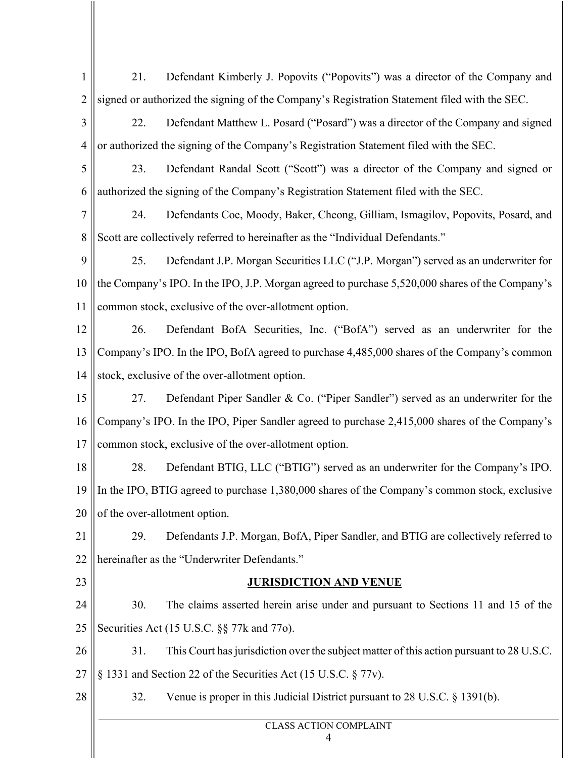21. Defendant Kimberly J. Popovits ("Popovits") was a director of the Company and signed or authorized the signing of the Company's Registration Statement filed with the SEC.

22. Defendant Matthew L. Posard ("Posard") was a director of the Company and signed or authorized the signing of the Company's Registration Statement filed with the SEC.

23. Defendant Randal Scott ("Scott") was a director of the Company and signed or authorized the signing of the Company's Registration Statement filed with the SEC.

24. Defendants Coe, Moody, Baker, Cheong, Gilliam, Ismagilov, Popovits, Posard, and Scott are collectively referred to hereinafter as the "Individual Defendants."

25. Defendant J.P. Morgan Securities LLC ("J.P. Morgan") served as an underwriter for the Company's IPO. In the IPO, J.P. Morgan agreed to purchase 5,520,000 shares of the Company's common stock, exclusive of the over-allotment option.

26. Defendant BofA Securities, Inc. ("BofA") served as an underwriter for the Company's IPO. In the IPO, BofA agreed to purchase 4,485,000 shares of the Company's common stock, exclusive of the over-allotment option.

27. Defendant Piper Sandler & Co. ("Piper Sandler") served as an underwriter for the Company's IPO. In the IPO, Piper Sandler agreed to purchase 2,415,000 shares of the Company's common stock, exclusive of the over-allotment option.

28. Defendant BTIG, LLC ("BTIG") served as an underwriter for the Company's IPO. In the IPO, BTIG agreed to purchase 1,380,000 shares of the Company's common stock, exclusive of the over-allotment option.

29. Defendants J.P. Morgan, BofA, Piper Sandler, and BTIG are collectively referred to hereinafter as the "Underwriter Defendants."

## JURISDICTION AND VENUE

30. The claims asserted herein arise under and pursuant to Sections 11 and 15 of the Securities Act (15 U.S.C. §§ 77k and 77o).

31. This Court has jurisdiction over the subject matter of this action pursuant to 28 U.S.C. § 1331 and Section 22 of the Securities Act (15 U.S.C. § 77v).

32. Venue is proper in this Judicial District pursuant to 28 U.S.C. § 1391(b).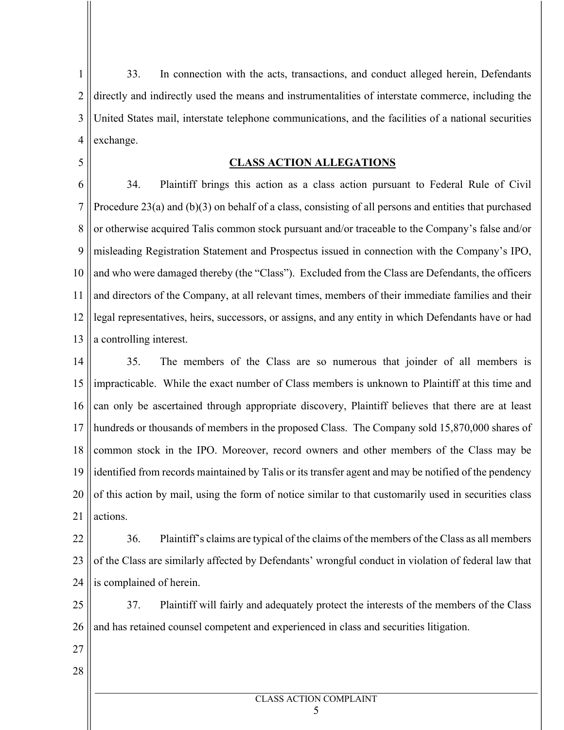33. In connection with the acts, transactions, and conduct alleged herein, Defendants directly and indirectly used the means and instrumentalities of interstate commerce, including the United States mail, interstate telephone communications, and the facilities of a national securities exchange.

## CLASS ACTION ALLEGATIONS

34. Plaintiff brings this action as a class action pursuant to Federal Rule of Civil Procedure 23(a) and (b)(3) on behalf of a class, consisting of all persons and entities that purchased or otherwise acquired Talis common stock pursuant and/or traceable to the Company's false and/or misleading Registration Statement and Prospectus issued in connection with the Company's IPO, and who were damaged thereby (the "Class"). Excluded from the Class are Defendants, the officers and directors of the Company, at all relevant times, members of their immediate families and their legal representatives, heirs, successors, or assigns, and any entity in which Defendants have or had a controlling interest.

35. The members of the Class are so numerous that joinder of all members is impracticable. While the exact number of Class members is unknown to Plaintiff at this time and can only be ascertained through appropriate discovery, Plaintiff believes that there are at least hundreds or thousands of members in the proposed Class. The Company sold 15,870,000 shares of common stock in the IPO. Moreover, record owners and other members of the Class may be identified from records maintained by Talis or its transfer agent and may be notified of the pendency of this action by mail, using the form of notice similar to that customarily used in securities class actions.

36. Plaintiff's claims are typical of the claims of the members of the Class as all members of the Class are similarly affected by Defendants' wrongful conduct in violation of federal law that is complained of herein.

37. Plaintiff will fairly and adequately protect the interests of the members of the Class and has retained counsel competent and experienced in class and securities litigation.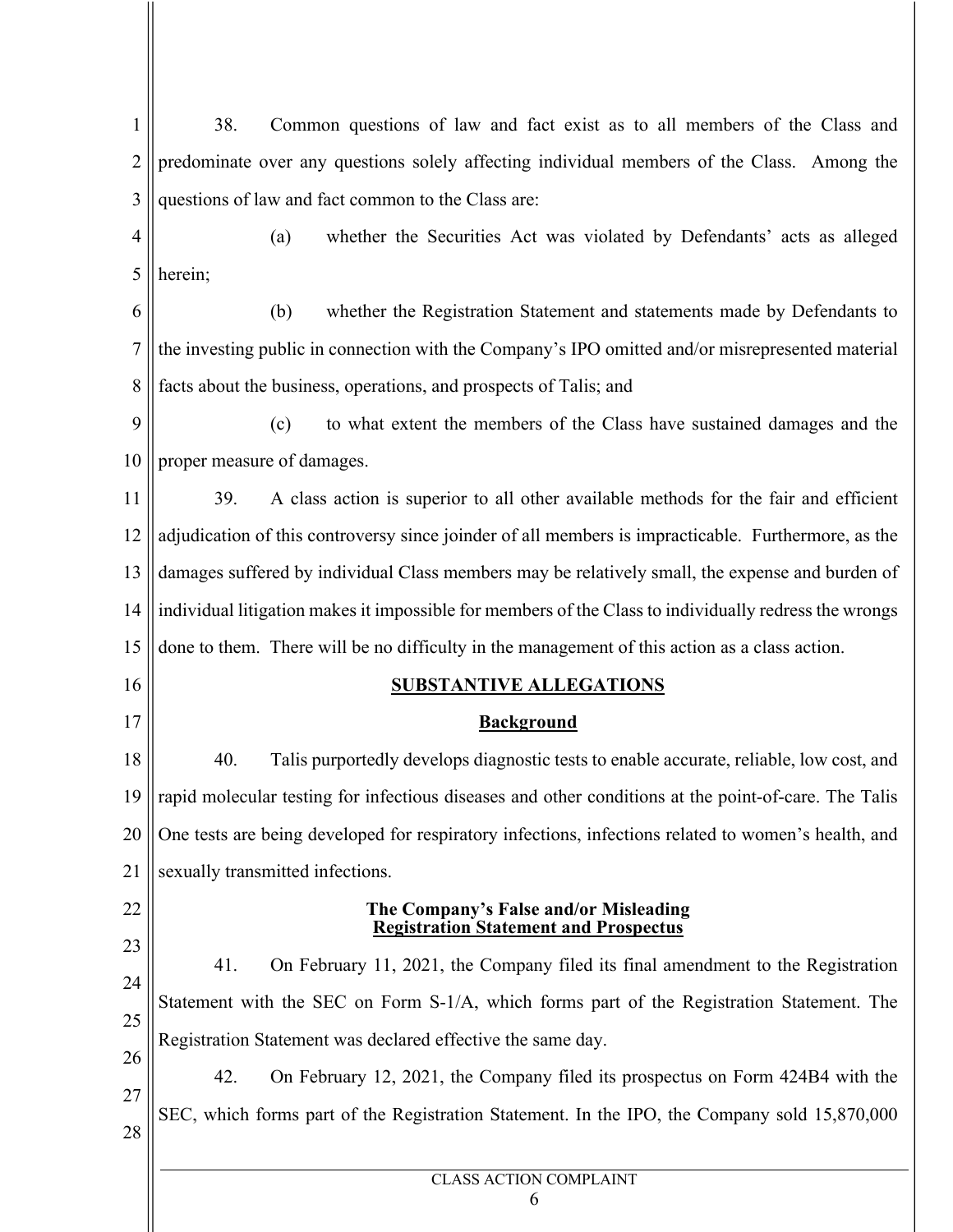38. Common questions of law and fact exist as to all members of the Class and predominate over any questions solely affecting individual members of the Class. Among the questions of law and fact common to the Class are:

(a) whether the Securities Act was violated by Defendants' acts as alleged herein;

(b) whether the Registration Statement and statements made by Defendants to the investing public in connection with the Company's IPO omitted and/or misrepresented material facts about the business, operations, and prospects of Talis; and

(c) to what extent the members of the Class have sustained damages and the proper measure of damages.

39. A class action is superior to all other available methods for the fair and efficient adjudication of this controversy since joinder of all members is impracticable. Furthermore, as the damages suffered by individual Class members may be relatively small, the expense and burden of individual litigation makes it impossible for members of the Class to individually redress the wrongs done to them. There will be no difficulty in the management of this action as a class action.

## SUBSTANTIVE ALLEGATIONS

### Background

40. Talis purportedly develops diagnostic tests to enable accurate, reliable, low cost, and rapid molecular testing for infectious diseases and other conditions at the point-of-care. The Talis One tests are being developed for respiratory infections, infections related to women's health, and sexually transmitted infections.

### The Company's False and/or Misleading Registration Statement and Prospectus

41. On February 11, 2021, the Company filed its final amendment to the Registration Statement with the SEC on Form S-1/A, which forms part of the Registration Statement. The Registration Statement was declared effective the same day.

42. On February 12, 2021, the Company filed its prospectus on Form 424B4 with the SEC, which forms part of the Registration Statement. In the IPO, the Company sold 15,870,000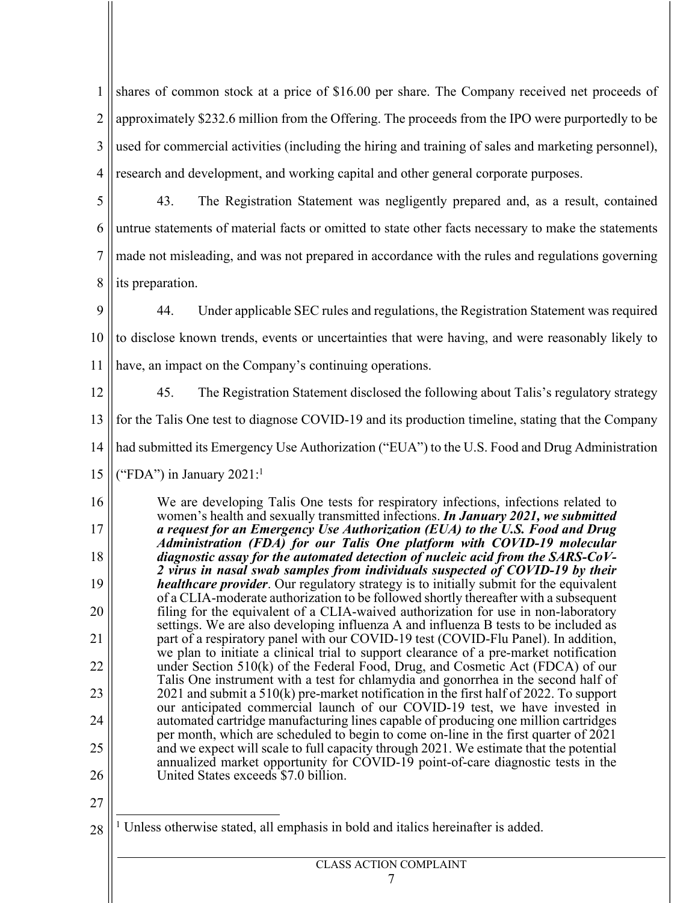shares of common stock at a price of $16.00 per share. The Company received net proceeds of approximately $232.6 million from the Offering. The proceeds from the IPO were purportedly to be used for commercial activities (including the hiring and training of sales and marketing personnel), research and development, and working capital and other general corporate purposes.

43. The Registration Statement was negligently prepared and, as a result, contained untrue statements of material facts or omitted to state other facts necessary to make the statements made not misleading, and was not prepared in accordance with the rules and regulations governing its preparation.

44. Under applicable SEC rules and regulations, the Registration Statement was required to disclose known trends, events or uncertainties that were having, and were reasonably likely to have, an impact on the Company's continuing operations.

45. The Registration Statement disclosed the following about Talis's regulatory strategy for the Talis One test to diagnose COVID-19 and its production timeline, stating that the Company had submitted its Emergency Use Authorization ("EUA") to the U.S. Food and Drug Administration ("FDA") in January 2021:[1]

> We are developing Talis One tests for respiratory infections, infections related to women's health and sexually transmitted infections. ***In January 2021, we submitted a request for an Emergency Use Authorization (EUA) to the U.S. Food and Drug Administration (FDA) for our Talis One platform with COVID-19 molecular diagnostic assay for the automated detection of nucleic acid from the SARS-CoV-2 virus in nasal swab samples from individuals suspected of COVID-19 by their healthcare provider***. Our regulatory strategy is to initially submit for the equivalent of a CLIA-moderate authorization to be followed shortly thereafter with a subsequent filing for the equivalent of a CLIA-waived authorization for use in non-laboratory settings. We are also developing influenza A and influenza B tests to be included as part of a respiratory panel with our COVID-19 test (COVID-Flu Panel). In addition, we plan to initiate a clinical trial to support clearance of a pre-market notification under Section 510(k) of the Federal Food, Drug, and Cosmetic Act (FDCA) of our Talis One instrument with a test for chlamydia and gonorrhea in the second half of 2021 and submit a 510(k) pre-market notification in the first half of 2022. To support our anticipated commercial launch of our COVID-19 test, we have invested in automated cartridge manufacturing lines capable of producing one million cartridges per month, which are scheduled to begin to come on-line in the first quarter of 2021 and we expect will scale to full capacity through 2021. We estimate that the potential annualized market opportunity for COVID-19 point-of-care diagnostic tests in the United States exceeds $7.0 billion.

[1] Unless otherwise stated, all emphasis in bold and italics hereinafter is added.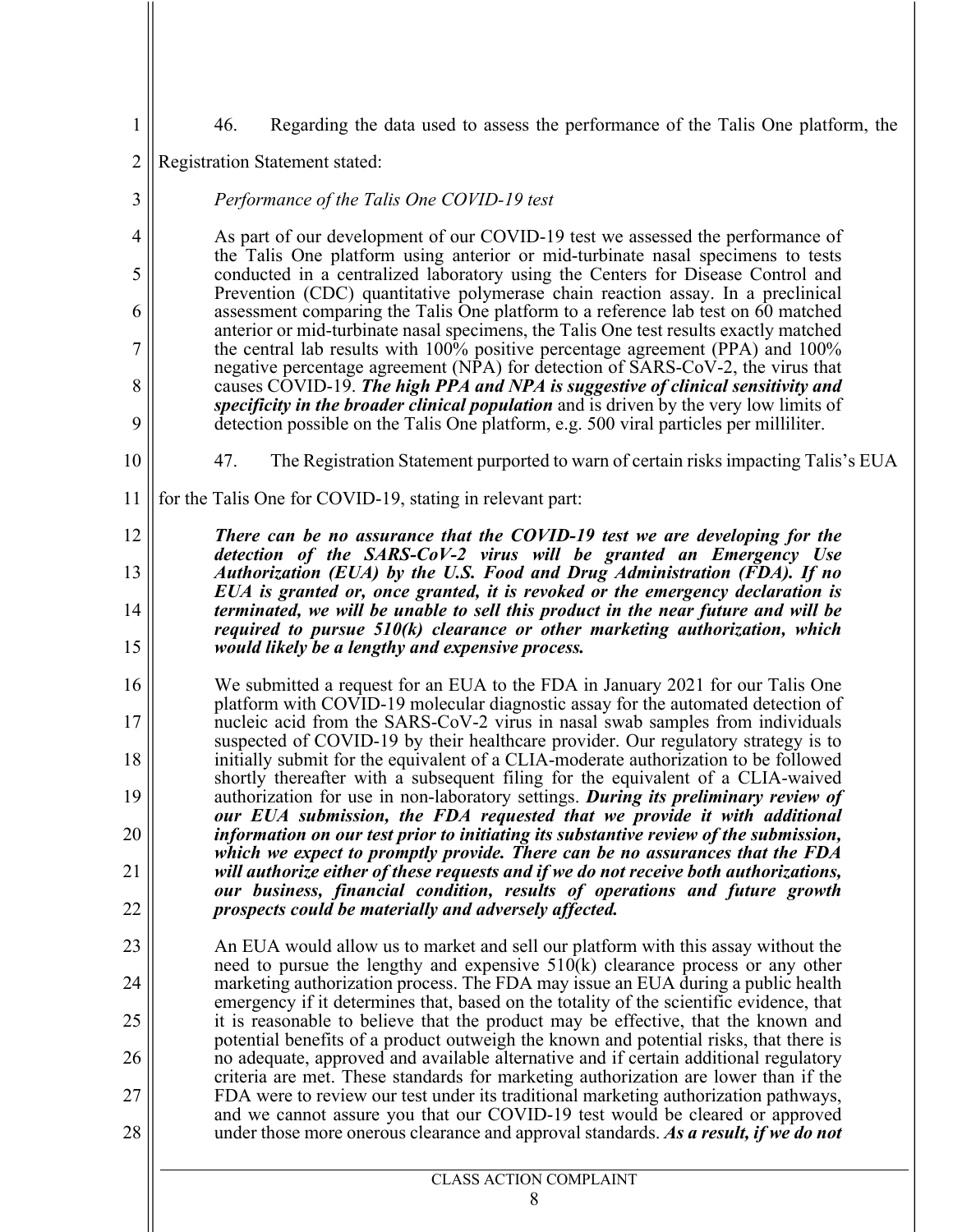46. Regarding the data used to assess the performance of the Talis One platform, the Registration Statement stated:

> *Performance of the Talis One COVID-19 test*
>
> As part of our development of our COVID-19 test we assessed the performance of the Talis One platform using anterior or mid-turbinate nasal specimens to tests conducted in a centralized laboratory using the Centers for Disease Control and Prevention (CDC) quantitative polymerase chain reaction assay. In a preclinical assessment comparing the Talis One platform to a reference lab test on 60 matched anterior or mid-turbinate nasal specimens, the Talis One test results exactly matched the central lab results with 100% positive percentage agreement (PPA) and 100% negative percentage agreement (NPA) for detection of SARS-CoV-2, the virus that causes COVID-19. ***The high PPA and NPA is suggestive of clinical sensitivity and specificity in the broader clinical population*** and is driven by the very low limits of detection possible on the Talis One platform, e.g. 500 viral particles per milliliter.

47. The Registration Statement purported to warn of certain risks impacting Talis's EUA for the Talis One for COVID-19, stating in relevant part:

> ***There can be no assurance that the COVID-19 test we are developing for the detection of the SARS-CoV-2 virus will be granted an Emergency Use Authorization (EUA) by the U.S. Food and Drug Administration (FDA). If no EUA is granted or, once granted, it is revoked or the emergency declaration is terminated, we will be unable to sell this product in the near future and will be required to pursue 510(k) clearance or other marketing authorization, which would likely be a lengthy and expensive process.***
>
> We submitted a request for an EUA to the FDA in January 2021 for our Talis One platform with COVID-19 molecular diagnostic assay for the automated detection of nucleic acid from the SARS-CoV-2 virus in nasal swab samples from individuals suspected of COVID-19 by their healthcare provider. Our regulatory strategy is to initially submit for the equivalent of a CLIA-moderate authorization to be followed shortly thereafter with a subsequent filing for the equivalent of a CLIA-waived authorization for use in non-laboratory settings. ***During its preliminary review of our EUA submission, the FDA requested that we provide it with additional information on our test prior to initiating its substantive review of the submission, which we expect to promptly provide. There can be no assurances that the FDA will authorize either of these requests and if we do not receive both authorizations, our business, financial condition, results of operations and future growth prospects could be materially and adversely affected.***
>
> An EUA would allow us to market and sell our platform with this assay without the need to pursue the lengthy and expensive 510(k) clearance process or any other marketing authorization process. The FDA may issue an EUA during a public health emergency if it determines that, based on the totality of the scientific evidence, that it is reasonable to believe that the product may be effective, that the known and potential benefits of a product outweigh the known and potential risks, that there is no adequate, approved and available alternative and if certain additional regulatory criteria are met. These standards for marketing authorization are lower than if the FDA were to review our test under its traditional marketing authorization pathways, and we cannot assure you that our COVID-19 test would be cleared or approved under those more onerous clearance and approval standards. ***As a result, if we do not***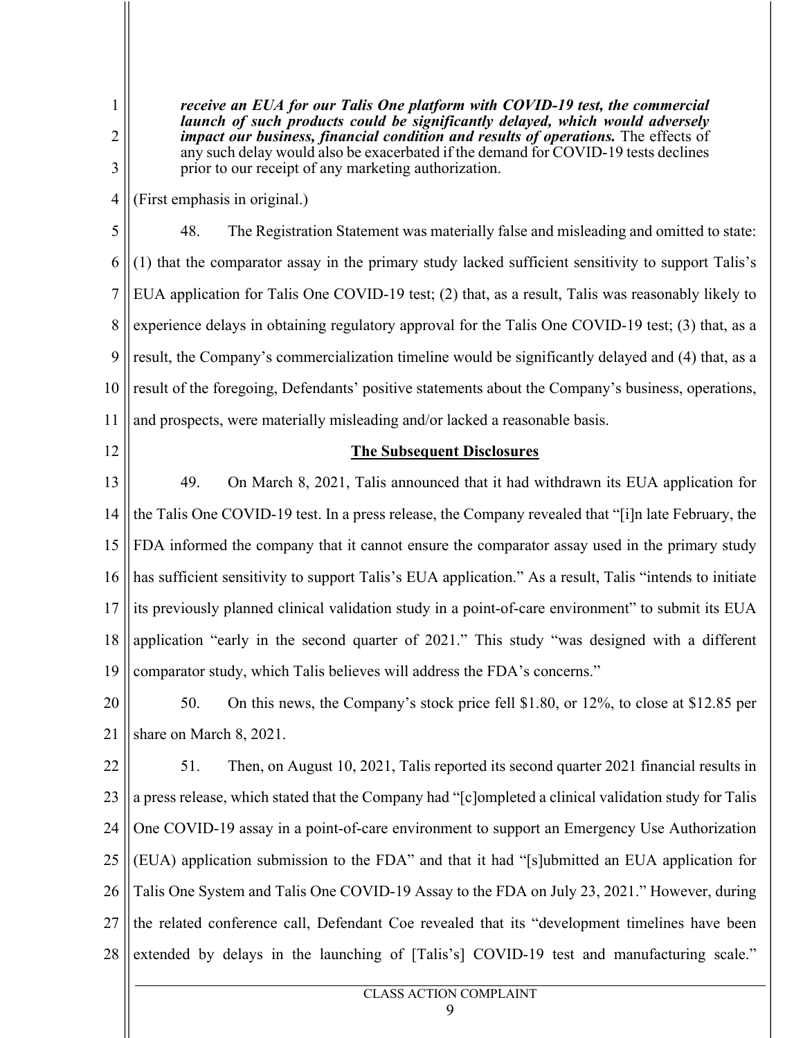> ***receive an EUA for our Talis One platform with COVID-19 test, the commercial launch of such products could be significantly delayed, which would adversely impact our business, financial condition and results of operations.*** The effects of any such delay would also be exacerbated if the demand for COVID-19 tests declines prior to our receipt of any marketing authorization.

(First emphasis in original.)

48. The Registration Statement was materially false and misleading and omitted to state: (1) that the comparator assay in the primary study lacked sufficient sensitivity to support Talis's EUA application for Talis One COVID-19 test; (2) that, as a result, Talis was reasonably likely to experience delays in obtaining regulatory approval for the Talis One COVID-19 test; (3) that, as a result, the Company's commercialization timeline would be significantly delayed and (4) that, as a result of the foregoing, Defendants' positive statements about the Company's business, operations, and prospects, were materially misleading and/or lacked a reasonable basis.

## **The Subsequent Disclosures**

49. On March 8, 2021, Talis announced that it had withdrawn its EUA application for the Talis One COVID-19 test. In a press release, the Company revealed that "[i]n late February, the FDA informed the company that it cannot ensure the comparator assay used in the primary study has sufficient sensitivity to support Talis's EUA application." As a result, Talis "intends to initiate its previously planned clinical validation study in a point-of-care environment" to submit its EUA application "early in the second quarter of 2021." This study "was designed with a different comparator study, which Talis believes will address the FDA's concerns."

50. On this news, the Company's stock price fell $1.80, or 12%, to close at $12.85 per share on March 8, 2021.

51. Then, on August 10, 2021, Talis reported its second quarter 2021 financial results in a press release, which stated that the Company had "[c]ompleted a clinical validation study for Talis One COVID-19 assay in a point-of-care environment to support an Emergency Use Authorization (EUA) application submission to the FDA" and that it had "[s]ubmitted an EUA application for Talis One System and Talis One COVID-19 Assay to the FDA on July 23, 2021." However, during the related conference call, Defendant Coe revealed that its "development timelines have been extended by delays in the launching of [Talis's] COVID-19 test and manufacturing scale."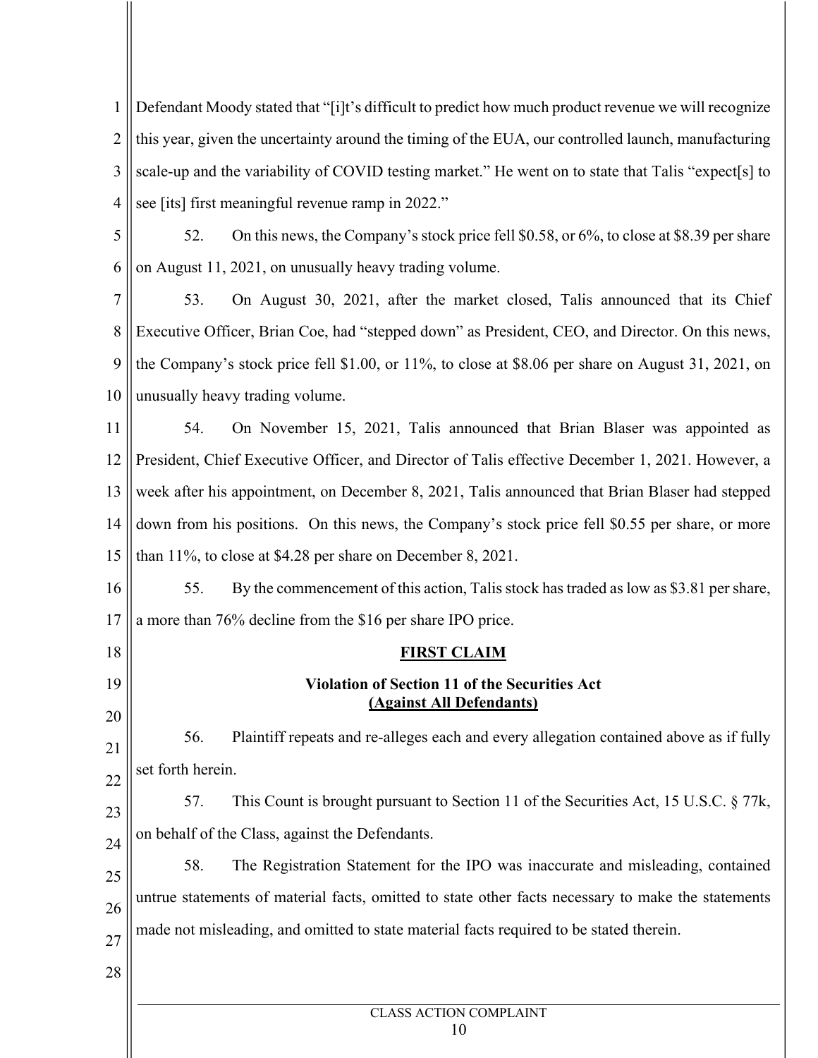Defendant Moody stated that "[i]t's difficult to predict how much product revenue we will recognize this year, given the uncertainty around the timing of the EUA, our controlled launch, manufacturing scale-up and the variability of COVID testing market." He went on to state that Talis "expect[s] to see [its] first meaningful revenue ramp in 2022."

52. On this news, the Company's stock price fell $0.58, or 6%, to close at $8.39 per share on August 11, 2021, on unusually heavy trading volume.

53. On August 30, 2021, after the market closed, Talis announced that its Chief Executive Officer, Brian Coe, had "stepped down" as President, CEO, and Director. On this news, the Company's stock price fell $1.00, or 11%, to close at $8.06 per share on August 31, 2021, on unusually heavy trading volume.

54. On November 15, 2021, Talis announced that Brian Blaser was appointed as President, Chief Executive Officer, and Director of Talis effective December 1, 2021. However, a week after his appointment, on December 8, 2021, Talis announced that Brian Blaser had stepped down from his positions. On this news, the Company's stock price fell $0.55 per share, or more than 11%, to close at $4.28 per share on December 8, 2021.

55. By the commencement of this action, Talis stock has traded as low as $3.81 per share, a more than 76% decline from the $16 per share IPO price.

## FIRST CLAIM

### Violation of Section 11 of the Securities Act (Against All Defendants)

56. Plaintiff repeats and re-alleges each and every allegation contained above as if fully set forth herein.

57. This Count is brought pursuant to Section 11 of the Securities Act, 15 U.S.C. § 77k, on behalf of the Class, against the Defendants.

58. The Registration Statement for the IPO was inaccurate and misleading, contained untrue statements of material facts, omitted to state other facts necessary to make the statements made not misleading, and omitted to state material facts required to be stated therein.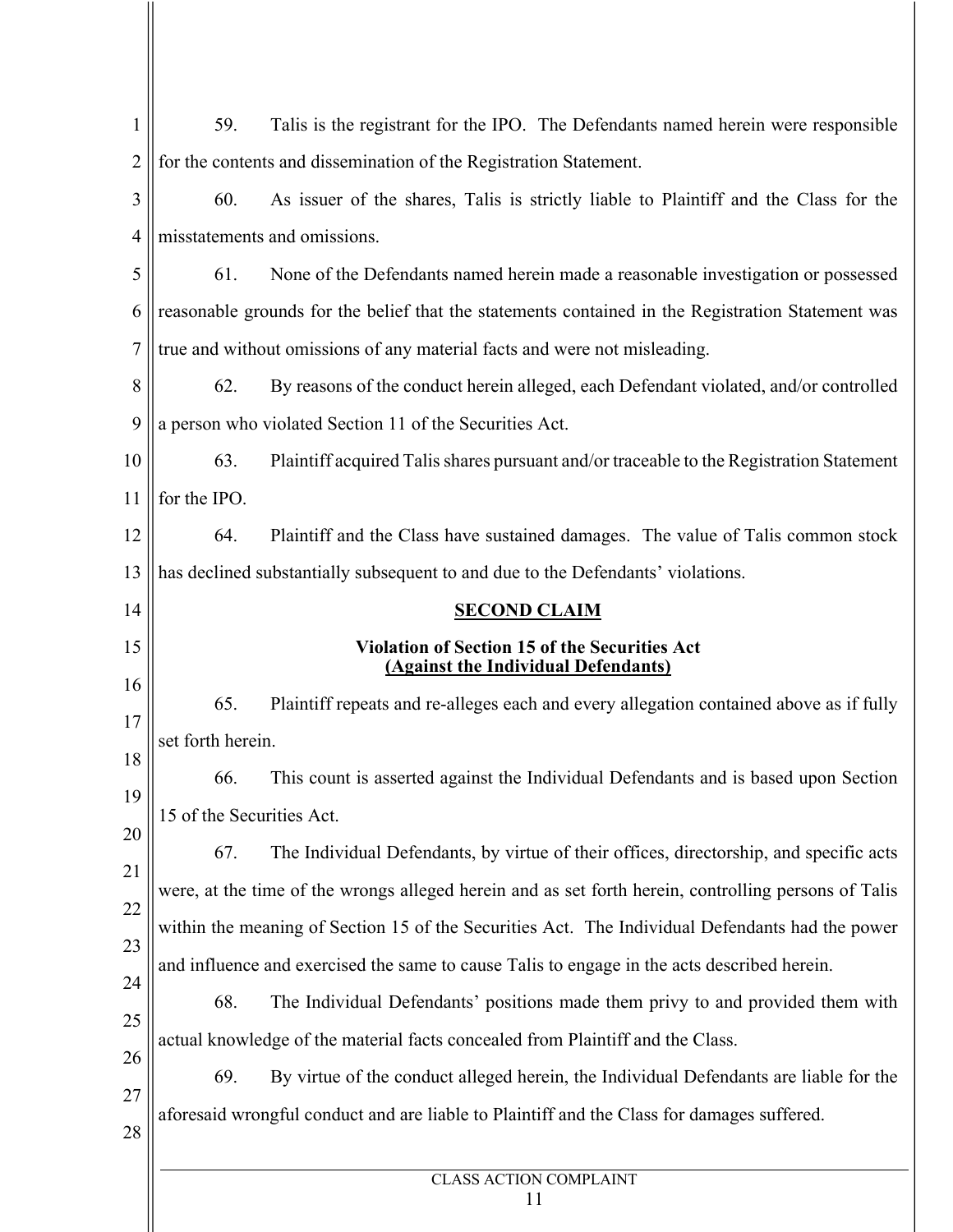59. Talis is the registrant for the IPO. The Defendants named herein were responsible for the contents and dissemination of the Registration Statement.

60. As issuer of the shares, Talis is strictly liable to Plaintiff and the Class for the misstatements and omissions.

61. None of the Defendants named herein made a reasonable investigation or possessed reasonable grounds for the belief that the statements contained in the Registration Statement was true and without omissions of any material facts and were not misleading.

62. By reasons of the conduct herein alleged, each Defendant violated, and/or controlled a person who violated Section 11 of the Securities Act.

63. Plaintiff acquired Talis shares pursuant and/or traceable to the Registration Statement for the IPO.

64. Plaintiff and the Class have sustained damages. The value of Talis common stock has declined substantially subsequent to and due to the Defendants' violations.

## SECOND CLAIM

**Violation of Section 15 of the Securities Act**
**(Against the Individual Defendants)**

65. Plaintiff repeats and re-alleges each and every allegation contained above as if fully set forth herein.

66. This count is asserted against the Individual Defendants and is based upon Section 15 of the Securities Act.

67. The Individual Defendants, by virtue of their offices, directorship, and specific acts were, at the time of the wrongs alleged herein and as set forth herein, controlling persons of Talis within the meaning of Section 15 of the Securities Act. The Individual Defendants had the power and influence and exercised the same to cause Talis to engage in the acts described herein.

68. The Individual Defendants' positions made them privy to and provided them with actual knowledge of the material facts concealed from Plaintiff and the Class.

69. By virtue of the conduct alleged herein, the Individual Defendants are liable for the aforesaid wrongful conduct and are liable to Plaintiff and the Class for damages suffered.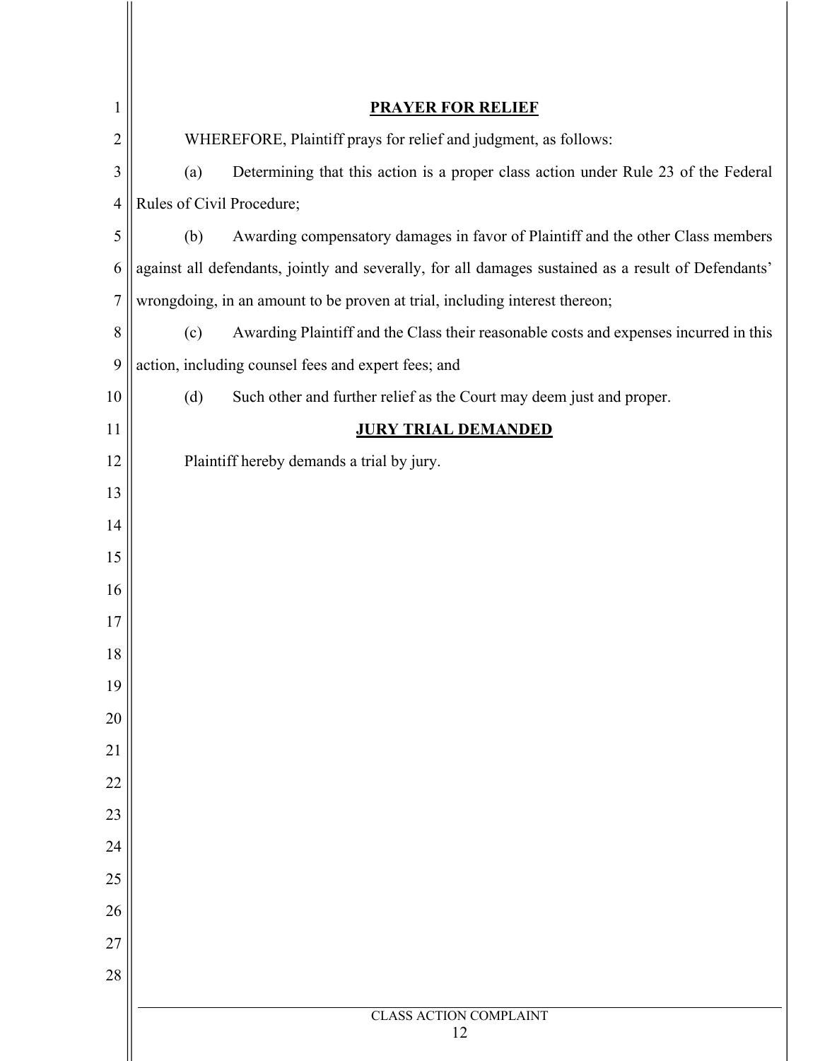## PRAYER FOR RELIEF

WHEREFORE, Plaintiff prays for relief and judgment, as follows:

(a) Determining that this action is a proper class action under Rule 23 of the Federal Rules of Civil Procedure;

(b) Awarding compensatory damages in favor of Plaintiff and the other Class members against all defendants, jointly and severally, for all damages sustained as a result of Defendants' wrongdoing, in an amount to be proven at trial, including interest thereon;

(c) Awarding Plaintiff and the Class their reasonable costs and expenses incurred in this action, including counsel fees and expert fees; and

(d) Such other and further relief as the Court may deem just and proper.

## JURY TRIAL DEMANDED

Plaintiff hereby demands a trial by jury.